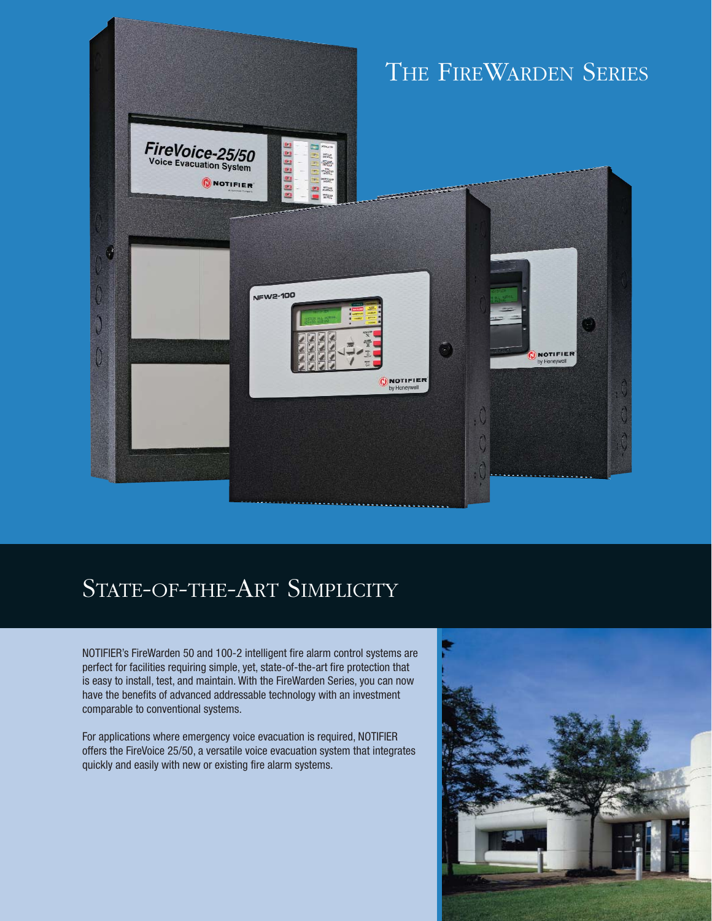# The FireWarden Series

## State-of-the-Art Simplicity

NOTIFIER's FireWarden 50 and 100-2 intelligent fire alarm control systems are perfect for facilities requiring simple, yet, state-of-the-art fire protection that is easy to install, test, and maintain. With the FireWarden Series, you can now have the benefits of advanced addressable technology with an investment comparable to conventional systems.

For applications where emergency voice evacuation is required, NOTIFIER offers the FireVoice 25/50, a versatile voice evacuation system that integrates quickly and easily with new or existing fire alarm systems.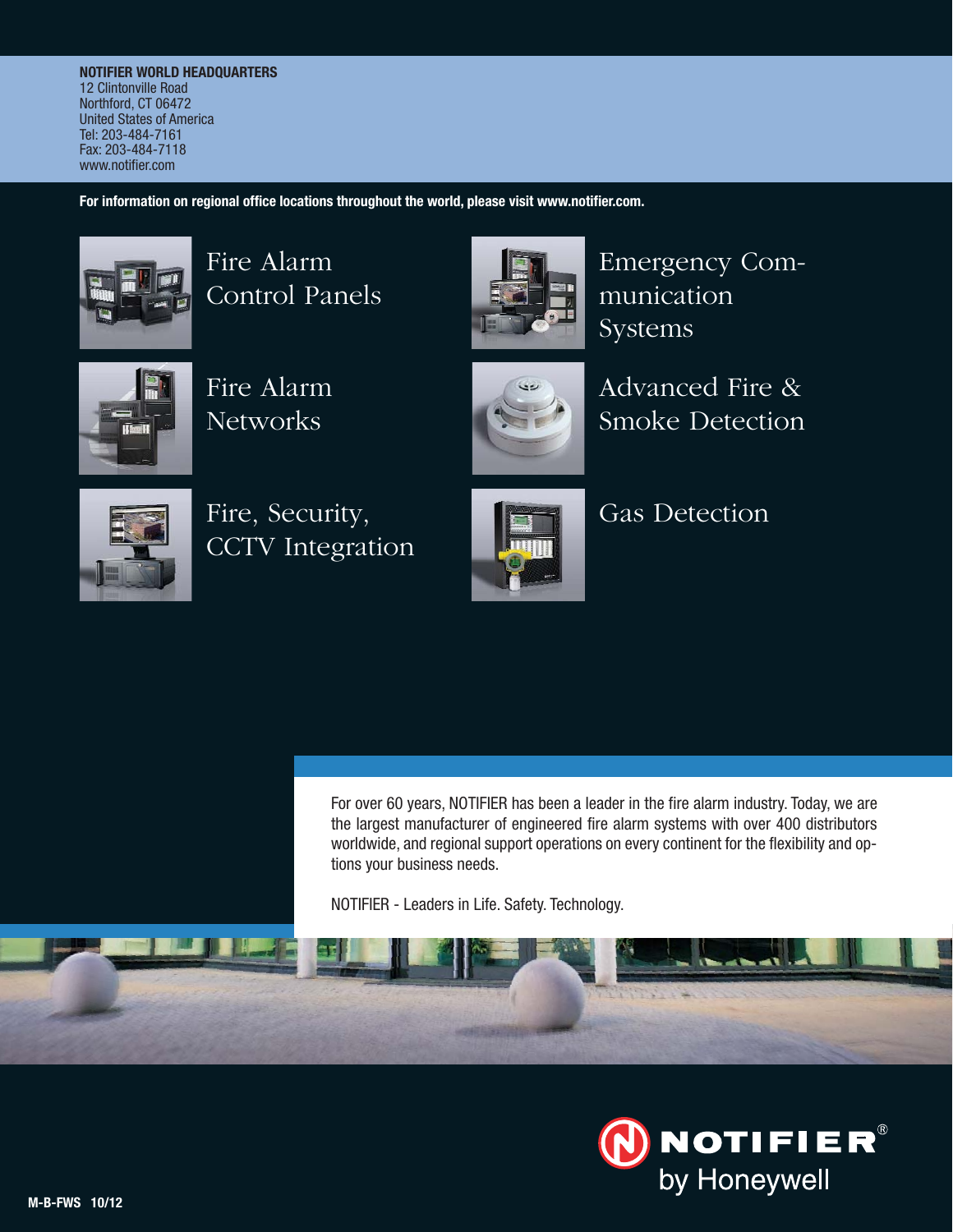**NOTIFIER WORLD HEADQUARTERS**
12 Clintonville Road
Northford, CT 06472
United States of America
Tel: 203-484-7161
Fax: 203-484-7118
www.notifier.com

**For information on regional office locations throughout the world, please visit www.notifier.com.**

Fire Alarm Control Panels

Emergency Communication Systems

Fire Alarm Networks

Advanced Fire & Smoke Detection

Fire, Security, CCTV Integration

Gas Detection

For over 60 years, NOTIFIER has been a leader in the fire alarm industry. Today, we are the largest manufacturer of engineered fire alarm systems with over 400 distributors worldwide, and regional support operations on every continent for the flexibility and options your business needs.

NOTIFIER - Leaders in Life. Safety. Technology.

NOTIFIER® by Honeywell

**M-B-FWS 10/12**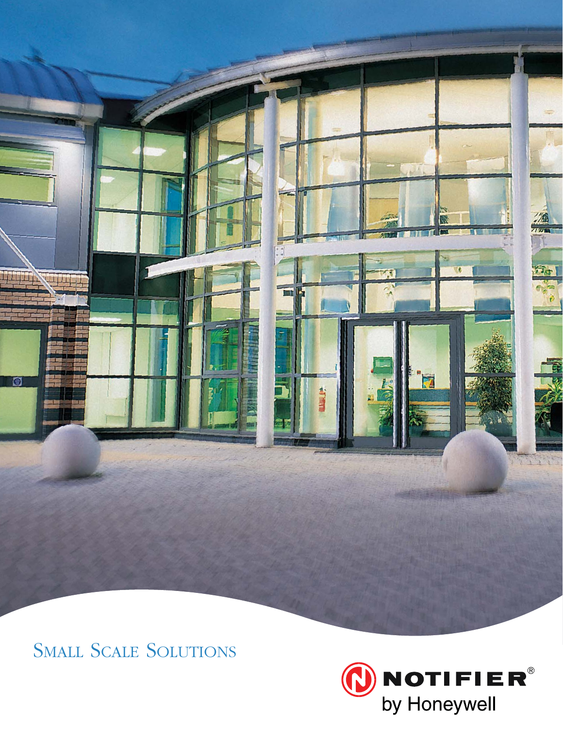# Small Scale Solutions

NOTIFIER®

by Honeywell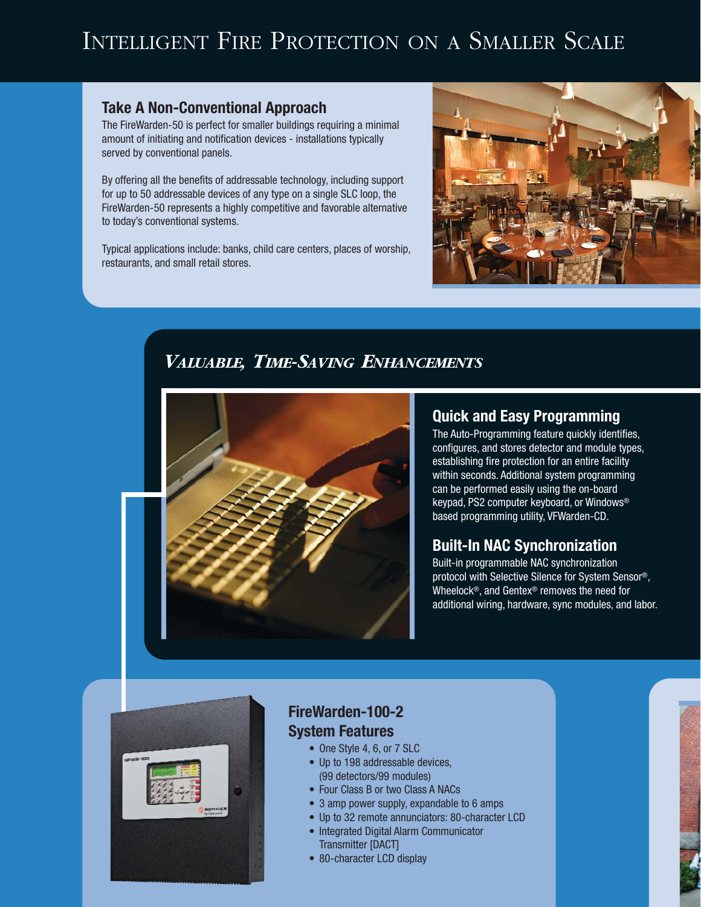# Intelligent Fire Protection on a Smaller Scale

## Take A Non-Conventional Approach

The FireWarden-50 is perfect for smaller buildings requiring a minimal amount of initiating and notification devices - installations typically served by conventional panels.

By offering all the benefits of addressable technology, including support for up to 50 addressable devices of any type on a single SLC loop, the FireWarden-50 represents a highly competitive and favorable alternative to today's conventional systems.

Typical applications include: banks, child care centers, places of worship, restaurants, and small retail stores.

## *Valuable, Time-Saving Enhancements*

### Quick and Easy Programming

The Auto-Programming feature quickly identifies, configures, and stores detector and module types, establishing fire protection for an entire facility within seconds. Additional system programming can be performed easily using the on-board keypad, PS2 computer keyboard, or Windows® based programming utility, VFWarden-CD.

### Built-In NAC Synchronization

Built-in programmable NAC synchronization protocol with Selective Silence for System Sensor®, Wheelock®, and Gentex® removes the need for additional wiring, hardware, sync modules, and labor.

### FireWarden-100-2 System Features

- One Style 4, 6, or 7 SLC
- Up to 198 addressable devices, (99 detectors/99 modules)
- Four Class B or two Class A NACs
- 3 amp power supply, expandable to 6 amps
- Up to 32 remote annunciators: 80-character LCD
- Integrated Digital Alarm Communicator Transmitter [DACT]
- 80-character LCD display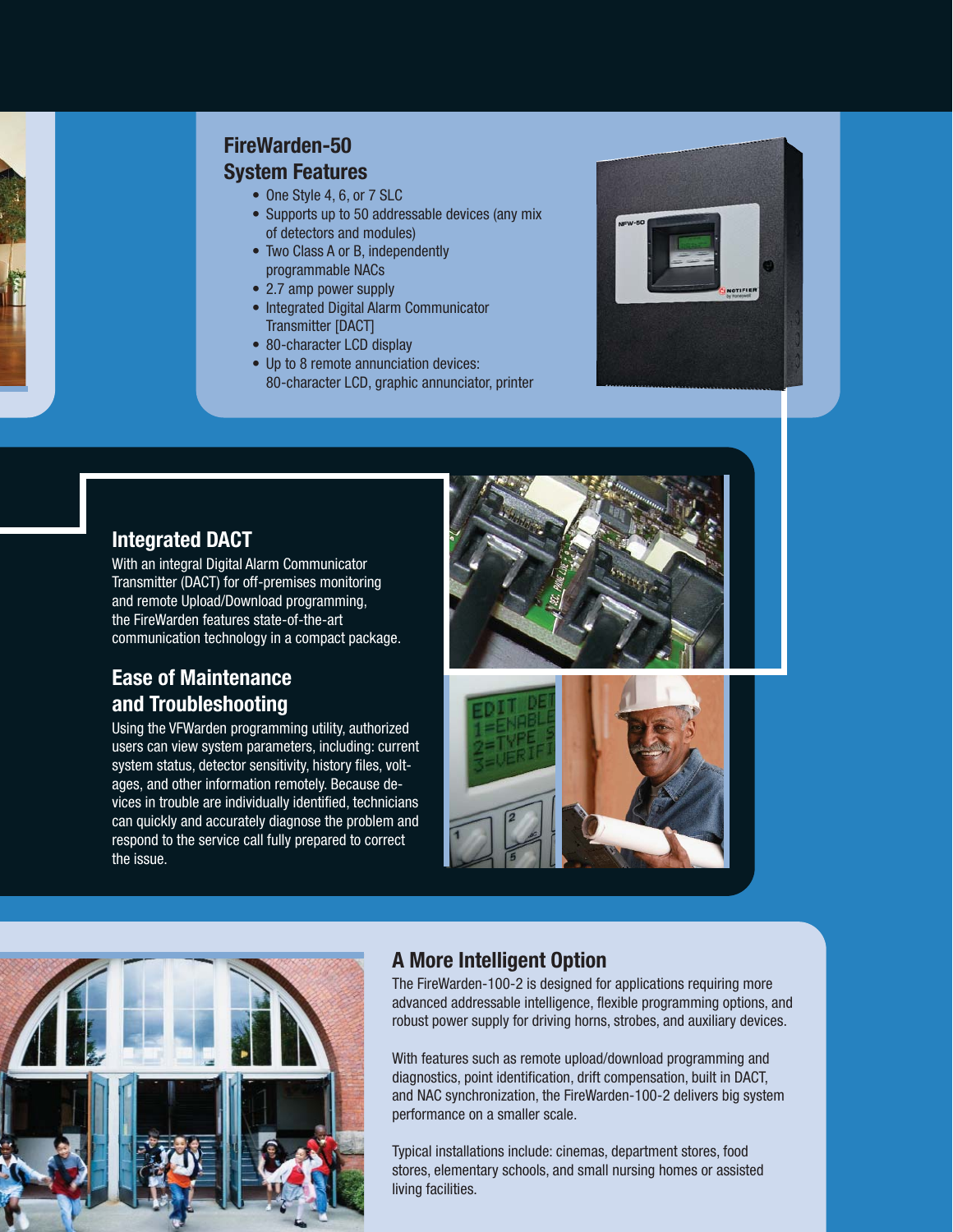## FireWarden-50 System Features

- One Style 4, 6, or 7 SLC
- Supports up to 50 addressable devices (any mix of detectors and modules)
- Two Class A or B, independently programmable NACs
- 2.7 amp power supply
- Integrated Digital Alarm Communicator Transmitter [DACT]
- 80-character LCD display
- Up to 8 remote annunciation devices: 80-character LCD, graphic annunciator, printer

## Integrated DACT

With an integral Digital Alarm Communicator Transmitter (DACT) for off-premises monitoring and remote Upload/Download programming, the FireWarden features state-of-the-art communication technology in a compact package.

## Ease of Maintenance and Troubleshooting

Using the VFWarden programming utility, authorized users can view system parameters, including: current system status, detector sensitivity, history files, voltages, and other information remotely. Because devices in trouble are individually identified, technicians can quickly and accurately diagnose the problem and respond to the service call fully prepared to correct the issue.

## A More Intelligent Option

The FireWarden-100-2 is designed for applications requiring more advanced addressable intelligence, flexible programming options, and robust power supply for driving horns, strobes, and auxiliary devices.

With features such as remote upload/download programming and diagnostics, point identification, drift compensation, built in DACT, and NAC synchronization, the FireWarden-100-2 delivers big system performance on a smaller scale.

Typical installations include: cinemas, department stores, food stores, elementary schools, and small nursing homes or assisted living facilities.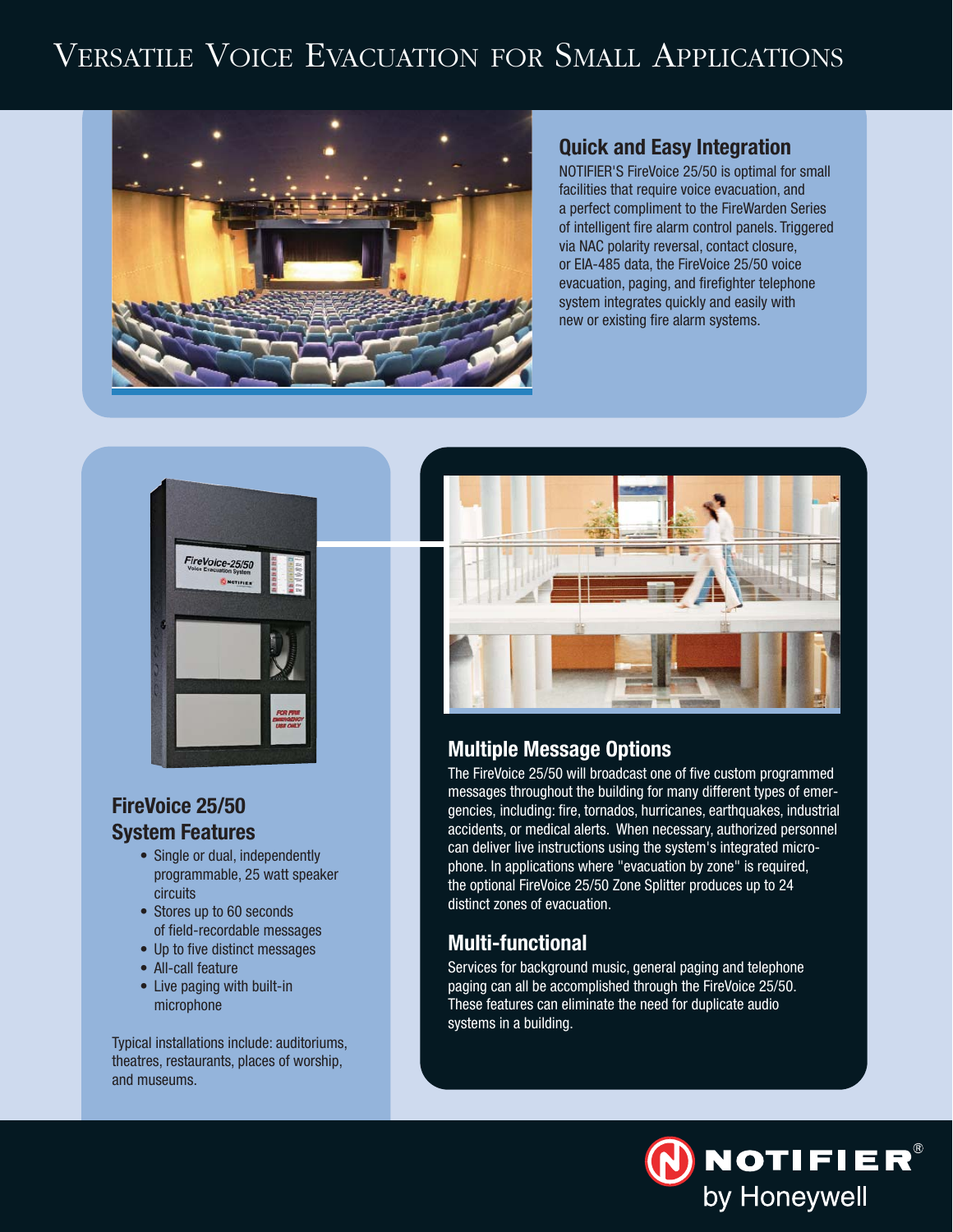# Versatile Voice Evacuation for Small Applications

## Quick and Easy Integration

NOTIFIER'S FireVoice 25/50 is optimal for small facilities that require voice evacuation, and a perfect compliment to the FireWarden Series of intelligent fire alarm control panels. Triggered via NAC polarity reversal, contact closure, or EIA-485 data, the FireVoice 25/50 voice evacuation, paging, and firefighter telephone system integrates quickly and easily with new or existing fire alarm systems.

## FireVoice 25/50 System Features

- Single or dual, independently programmable, 25 watt speaker circuits
- Stores up to 60 seconds of field-recordable messages
- Up to five distinct messages
- All-call feature
- Live paging with built-in microphone

Typical installations include: auditoriums, theatres, restaurants, places of worship, and museums.

## Multiple Message Options

The FireVoice 25/50 will broadcast one of five custom programmed messages throughout the building for many different types of emergencies, including: fire, tornados, hurricanes, earthquakes, industrial accidents, or medical alerts. When necessary, authorized personnel can deliver live instructions using the system's integrated microphone. In applications where "evacuation by zone" is required, the optional FireVoice 25/50 Zone Splitter produces up to 24 distinct zones of evacuation.

## Multi-functional

Services for background music, general paging and telephone paging can all be accomplished through the FireVoice 25/50. These features can eliminate the need for duplicate audio systems in a building.

NOTIFIER® by Honeywell